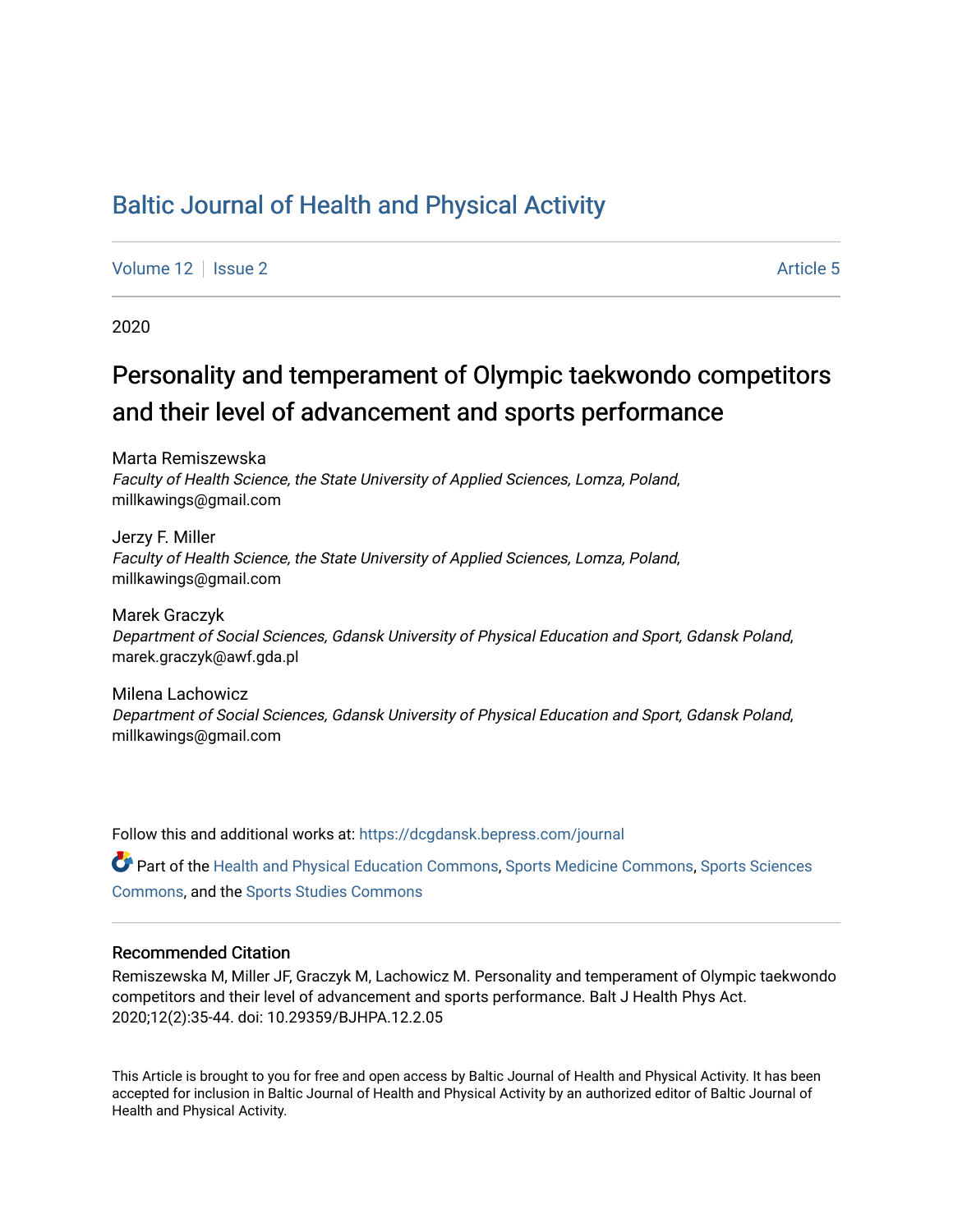# Baltic Journal of Health and Physical Activity

Volume 12 | Issue 2 | Article 5

2020

## Personality and temperament of Olympic taekwondo competitors and their level of advancement and sports performance

Marta Remiszewska
*Faculty of Health Science, the State University of Applied Sciences, Lomza, Poland,*
millkawings@gmail.com

Jerzy F. Miller
*Faculty of Health Science, the State University of Applied Sciences, Lomza, Poland,*
millkawings@gmail.com

Marek Graczyk
*Department of Social Sciences, Gdansk University of Physical Education and Sport, Gdansk Poland,*
marek.graczyk@awf.gda.pl

Milena Lachowicz
*Department of Social Sciences, Gdansk University of Physical Education and Sport, Gdansk Poland,*
millkawings@gmail.com

Follow this and additional works at: https://dcgdansk.bepress.com/journal

Part of the Health and Physical Education Commons, Sports Medicine Commons, Sports Sciences Commons, and the Sports Studies Commons

### Recommended Citation

Remiszewska M, Miller JF, Graczyk M, Lachowicz M. Personality and temperament of Olympic taekwondo competitors and their level of advancement and sports performance. Balt J Health Phys Act. 2020;12(2):35-44. doi: 10.29359/BJHPA.12.2.05

This Article is brought to you for free and open access by Baltic Journal of Health and Physical Activity. It has been accepted for inclusion in Baltic Journal of Health and Physical Activity by an authorized editor of Baltic Journal of Health and Physical Activity.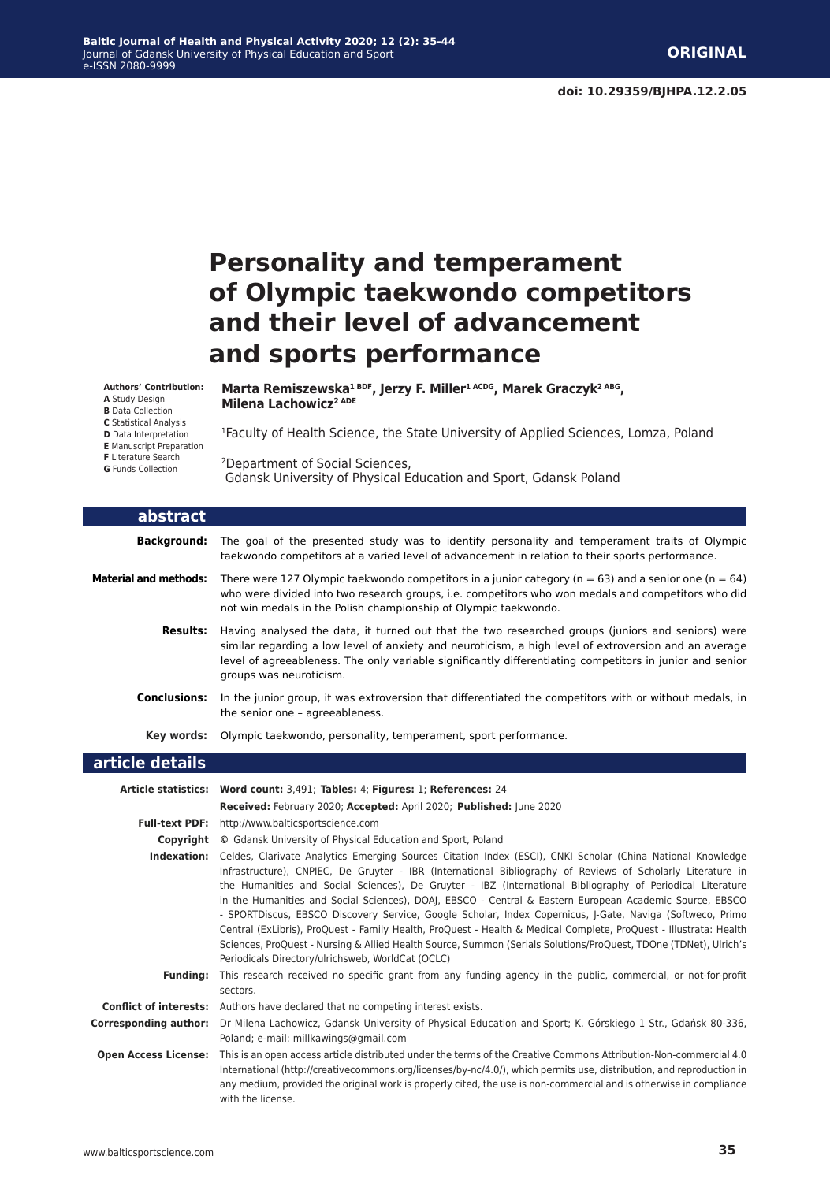# Personality and temperament of Olympic taekwondo competitors and their level of advancement and sports performance

**Authors' Contribution:**
**A** Study Design
**B** Data Collection
**C** Statistical Analysis
**D** Data Interpretation
**E** Manuscript Preparation
**F** Literature Search
**G** Funds Collection

**Marta Remiszewska[1 BDF], Jerzy F. Miller[1 ACDG], Marek Graczyk[2 ABG], Milena Lachowicz[2 ADE]**

[1]Faculty of Health Science, the State University of Applied Sciences, Lomza, Poland

[2]Department of Social Sciences, Gdansk University of Physical Education and Sport, Gdansk Poland

## abstract

**Background:** The goal of the presented study was to identify personality and temperament traits of Olympic taekwondo competitors at a varied level of advancement in relation to their sports performance.

**Material and methods:** There were 127 Olympic taekwondo competitors in a junior category (n = 63) and a senior one (n = 64) who were divided into two research groups, i.e. competitors who won medals and competitors who did not win medals in the Polish championship of Olympic taekwondo.

**Results:** Having analysed the data, it turned out that the two researched groups (juniors and seniors) were similar regarding a low level of anxiety and neuroticism, a high level of extroversion and an average level of agreeableness. The only variable significantly differentiating competitors in junior and senior groups was neuroticism.

**Conclusions:** In the junior group, it was extroversion that differentiated the competitors with or without medals, in the senior one – agreeableness.

**Key words:** Olympic taekwondo, personality, temperament, sport performance.

## article details

**Article statistics:** **Word count:** 3,491; **Tables:** 4; **Figures:** 1; **References:** 24

**Received:** February 2020; **Accepted:** April 2020; **Published:** June 2020

**Full-text PDF:** http://www.balticsportscience.com

**Copyright** © Gdansk University of Physical Education and Sport, Poland

**Indexation:** Celdes, Clarivate Analytics Emerging Sources Citation Index (ESCI), CNKI Scholar (China National Knowledge Infrastructure), CNPIEC, De Gruyter - IBR (International Bibliography of Reviews of Scholarly Literature in the Humanities and Social Sciences), De Gruyter - IBZ (International Bibliography of Periodical Literature in the Humanities and Social Sciences), DOAJ, EBSCO - Central & Eastern European Academic Source, EBSCO - SPORTDiscus, EBSCO Discovery Service, Google Scholar, Index Copernicus, J-Gate, Naviga (Softweco, Primo Central (ExLibris), ProQuest - Family Health, ProQuest - Health & Medical Complete, ProQuest - Illustrata: Health Sciences, ProQuest - Nursing & Allied Health Source, Summon (Serials Solutions/ProQuest, TDOne (TDNet), Ulrich's Periodicals Directory/ulrichsweb, WorldCat (OCLC)

**Funding:** This research received no specific grant from any funding agency in the public, commercial, or not-for-profit sectors.

**Conflict of interests:** Authors have declared that no competing interest exists.

**Corresponding author:** Dr Milena Lachowicz, Gdansk University of Physical Education and Sport; K. Górskiego 1 Str., Gdańsk 80-336, Poland; e-mail: millkawings@gmail.com

**Open Access License:** This is an open access article distributed under the terms of the Creative Commons Attribution-Non-commercial 4.0 International (http://creativecommons.org/licenses/by-nc/4.0/), which permits use, distribution, and reproduction in any medium, provided the original work is properly cited, the use is non-commercial and is otherwise in compliance with the license.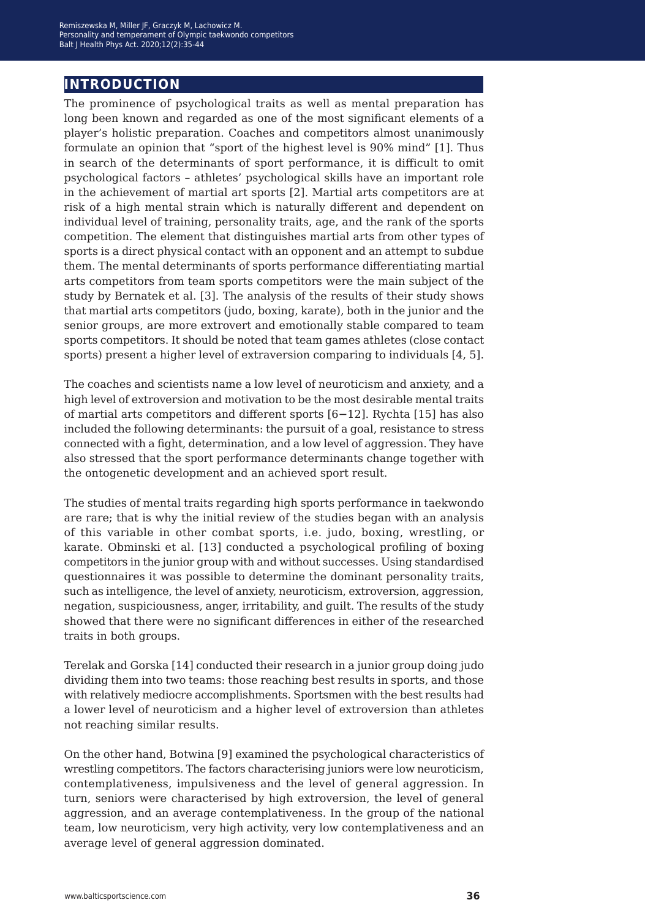## INTRODUCTION

The prominence of psychological traits as well as mental preparation has long been known and regarded as one of the most significant elements of a player's holistic preparation. Coaches and competitors almost unanimously formulate an opinion that "sport of the highest level is 90% mind" [1]. Thus in search of the determinants of sport performance, it is difficult to omit psychological factors – athletes' psychological skills have an important role in the achievement of martial art sports [2]. Martial arts competitors are at risk of a high mental strain which is naturally different and dependent on individual level of training, personality traits, age, and the rank of the sports competition. The element that distinguishes martial arts from other types of sports is a direct physical contact with an opponent and an attempt to subdue them. The mental determinants of sports performance differentiating martial arts competitors from team sports competitors were the main subject of the study by Bernatek et al. [3]. The analysis of the results of their study shows that martial arts competitors (judo, boxing, karate), both in the junior and the senior groups, are more extrovert and emotionally stable compared to team sports competitors. It should be noted that team games athletes (close contact sports) present a higher level of extraversion comparing to individuals [4, 5].

The coaches and scientists name a low level of neuroticism and anxiety, and a high level of extroversion and motivation to be the most desirable mental traits of martial arts competitors and different sports [6−12]. Rychta [15] has also included the following determinants: the pursuit of a goal, resistance to stress connected with a fight, determination, and a low level of aggression. They have also stressed that the sport performance determinants change together with the ontogenetic development and an achieved sport result.

The studies of mental traits regarding high sports performance in taekwondo are rare; that is why the initial review of the studies began with an analysis of this variable in other combat sports, i.e. judo, boxing, wrestling, or karate. Obminski et al. [13] conducted a psychological profiling of boxing competitors in the junior group with and without successes. Using standardised questionnaires it was possible to determine the dominant personality traits, such as intelligence, the level of anxiety, neuroticism, extroversion, aggression, negation, suspiciousness, anger, irritability, and guilt. The results of the study showed that there were no significant differences in either of the researched traits in both groups.

Terelak and Gorska [14] conducted their research in a junior group doing judo dividing them into two teams: those reaching best results in sports, and those with relatively mediocre accomplishments. Sportsmen with the best results had a lower level of neuroticism and a higher level of extroversion than athletes not reaching similar results.

On the other hand, Botwina [9] examined the psychological characteristics of wrestling competitors. The factors characterising juniors were low neuroticism, contemplativeness, impulsiveness and the level of general aggression. In turn, seniors were characterised by high extroversion, the level of general aggression, and an average contemplativeness. In the group of the national team, low neuroticism, very high activity, very low contemplativeness and an average level of general aggression dominated.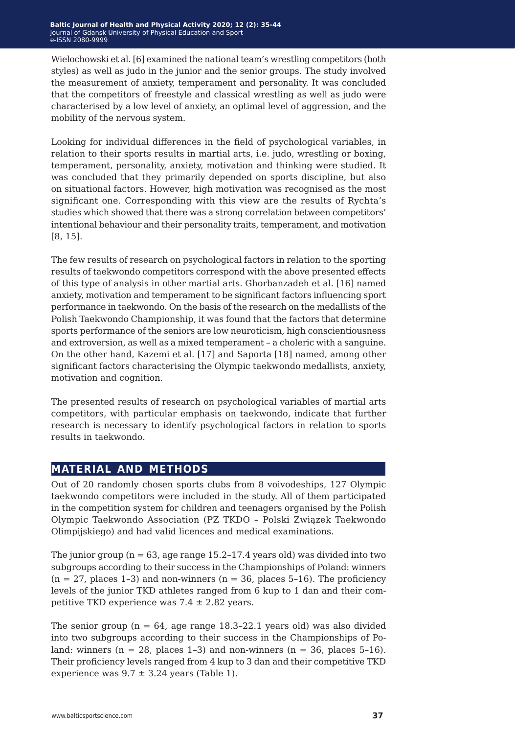Wielochowski et al. [6] examined the national team's wrestling competitors (both styles) as well as judo in the junior and the senior groups. The study involved the measurement of anxiety, temperament and personality. It was concluded that the competitors of freestyle and classical wrestling as well as judo were characterised by a low level of anxiety, an optimal level of aggression, and the mobility of the nervous system.

Looking for individual differences in the field of psychological variables, in relation to their sports results in martial arts, i.e. judo, wrestling or boxing, temperament, personality, anxiety, motivation and thinking were studied. It was concluded that they primarily depended on sports discipline, but also on situational factors. However, high motivation was recognised as the most significant one. Corresponding with this view are the results of Rychta's studies which showed that there was a strong correlation between competitors' intentional behaviour and their personality traits, temperament, and motivation [8, 15].

The few results of research on psychological factors in relation to the sporting results of taekwondo competitors correspond with the above presented effects of this type of analysis in other martial arts. Ghorbanzadeh et al. [16] named anxiety, motivation and temperament to be significant factors influencing sport performance in taekwondo. On the basis of the research on the medallists of the Polish Taekwondo Championship, it was found that the factors that determine sports performance of the seniors are low neuroticism, high conscientiousness and extroversion, as well as a mixed temperament – a choleric with a sanguine. On the other hand, Kazemi et al. [17] and Saporta [18] named, among other significant factors characterising the Olympic taekwondo medallists, anxiety, motivation and cognition.

The presented results of research on psychological variables of martial arts competitors, with particular emphasis on taekwondo, indicate that further research is necessary to identify psychological factors in relation to sports results in taekwondo.

## MATERIAL AND METHODS

Out of 20 randomly chosen sports clubs from 8 voivodeships, 127 Olympic taekwondo competitors were included in the study. All of them participated in the competition system for children and teenagers organised by the Polish Olympic Taekwondo Association (PZ TKDO – Polski Związek Taekwondo Olimpijskiego) and had valid licences and medical examinations.

The junior group (n = 63, age range 15.2–17.4 years old) was divided into two subgroups according to their success in the Championships of Poland: winners (n = 27, places 1–3) and non-winners (n = 36, places 5–16). The proficiency levels of the junior TKD athletes ranged from 6 kup to 1 dan and their competitive TKD experience was 7.4 ± 2.82 years.

The senior group (n = 64, age range 18.3–22.1 years old) was also divided into two subgroups according to their success in the Championships of Poland: winners (n = 28, places 1–3) and non-winners (n = 36, places 5–16). Their proficiency levels ranged from 4 kup to 3 dan and their competitive TKD experience was 9.7 ± 3.24 years (Table 1).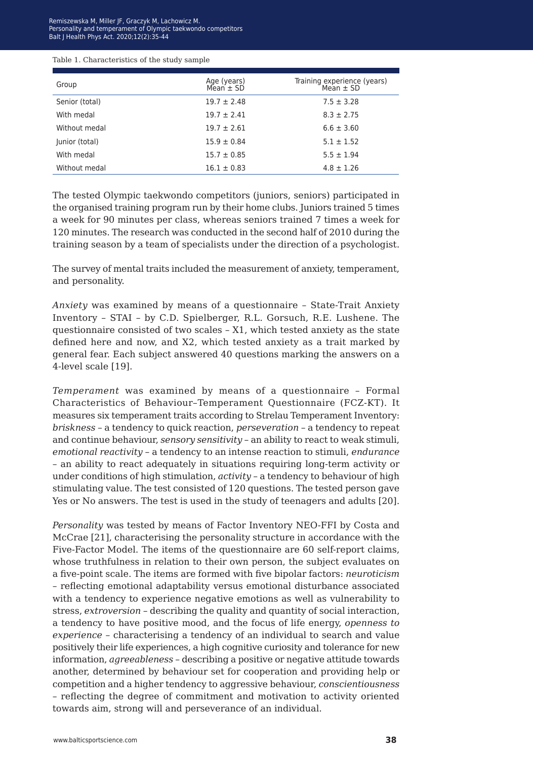Table 1. Characteristics of the study sample

| Group | Age (years) Mean ± SD | Training experience (years) Mean ± SD |
|---|---|---|
| Senior (total) | 19.7 ± 2.48 | 7.5 ± 3.28 |
| With medal | 19.7 ± 2.41 | 8.3 ± 2.75 |
| Without medal | 19.7 ± 2.61 | 6.6 ± 3.60 |
| Junior (total) | 15.9 ± 0.84 | 5.1 ± 1.52 |
| With medal | 15.7 ± 0.85 | 5.5 ± 1.94 |
| Without medal | 16.1 ± 0.83 | 4.8 ± 1.26 |

The tested Olympic taekwondo competitors (juniors, seniors) participated in the organised training program run by their home clubs. Juniors trained 5 times a week for 90 minutes per class, whereas seniors trained 7 times a week for 120 minutes. The research was conducted in the second half of 2010 during the training season by a team of specialists under the direction of a psychologist.

The survey of mental traits included the measurement of anxiety, temperament, and personality.

*Anxiety* was examined by means of a questionnaire – State-Trait Anxiety Inventory – STAI – by C.D. Spielberger, R.L. Gorsuch, R.E. Lushene. The questionnaire consisted of two scales – X1, which tested anxiety as the state defined here and now, and X2, which tested anxiety as a trait marked by general fear. Each subject answered 40 questions marking the answers on a 4-level scale [19].

*Temperament* was examined by means of a questionnaire – Formal Characteristics of Behaviour–Temperament Questionnaire (FCZ-KT). It measures six temperament traits according to Strelau Temperament Inventory: *briskness* – a tendency to quick reaction, *perseveration* – a tendency to repeat and continue behaviour, *sensory sensitivity* – an ability to react to weak stimuli, *emotional reactivity* – a tendency to an intense reaction to stimuli, *endurance* – an ability to react adequately in situations requiring long-term activity or under conditions of high stimulation, *activity* – a tendency to behaviour of high stimulating value. The test consisted of 120 questions. The tested person gave Yes or No answers. The test is used in the study of teenagers and adults [20].

*Personality* was tested by means of Factor Inventory NEO-FFI by Costa and McCrae [21], characterising the personality structure in accordance with the Five-Factor Model. The items of the questionnaire are 60 self-report claims, whose truthfulness in relation to their own person, the subject evaluates on a five-point scale. The items are formed with five bipolar factors: *neuroticism* – reflecting emotional adaptability versus emotional disturbance associated with a tendency to experience negative emotions as well as vulnerability to stress, *extroversion* – describing the quality and quantity of social interaction, a tendency to have positive mood, and the focus of life energy, *openness to experience* – characterising a tendency of an individual to search and value positively their life experiences, a high cognitive curiosity and tolerance for new information, *agreeableness* – describing a positive or negative attitude towards another, determined by behaviour set for cooperation and providing help or competition and a higher tendency to aggressive behaviour, *conscientiousness* – reflecting the degree of commitment and motivation to activity oriented towards aim, strong will and perseverance of an individual.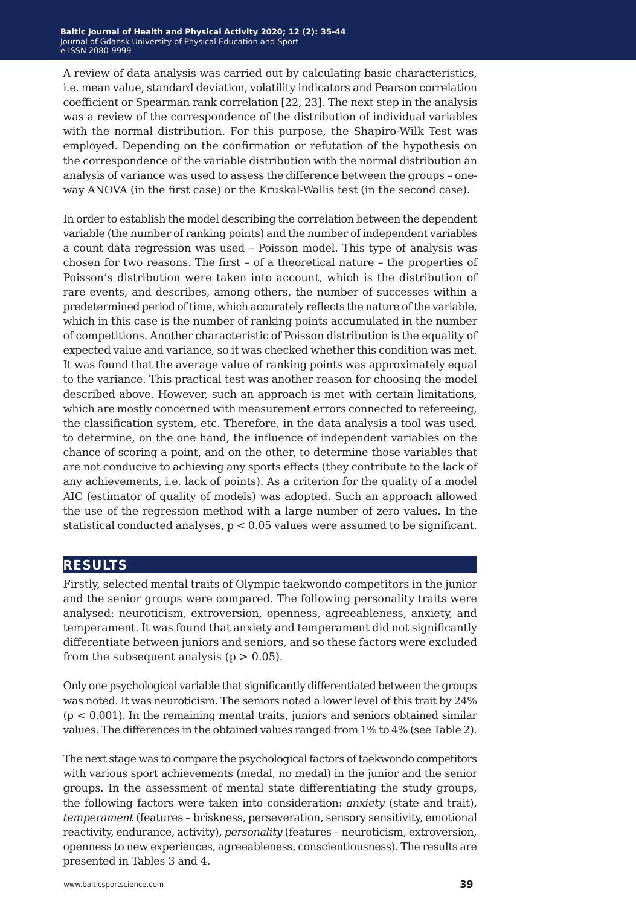A review of data analysis was carried out by calculating basic characteristics, i.e. mean value, standard deviation, volatility indicators and Pearson correlation coefficient or Spearman rank correlation [22, 23]. The next step in the analysis was a review of the correspondence of the distribution of individual variables with the normal distribution. For this purpose, the Shapiro-Wilk Test was employed. Depending on the confirmation or refutation of the hypothesis on the correspondence of the variable distribution with the normal distribution an analysis of variance was used to assess the difference between the groups – one-way ANOVA (in the first case) or the Kruskal-Wallis test (in the second case).

In order to establish the model describing the correlation between the dependent variable (the number of ranking points) and the number of independent variables a count data regression was used – Poisson model. This type of analysis was chosen for two reasons. The first – of a theoretical nature – the properties of Poisson's distribution were taken into account, which is the distribution of rare events, and describes, among others, the number of successes within a predetermined period of time, which accurately reflects the nature of the variable, which in this case is the number of ranking points accumulated in the number of competitions. Another characteristic of Poisson distribution is the equality of expected value and variance, so it was checked whether this condition was met. It was found that the average value of ranking points was approximately equal to the variance. This practical test was another reason for choosing the model described above. However, such an approach is met with certain limitations, which are mostly concerned with measurement errors connected to refereeing, the classification system, etc. Therefore, in the data analysis a tool was used, to determine, on the one hand, the influence of independent variables on the chance of scoring a point, and on the other, to determine those variables that are not conducive to achieving any sports effects (they contribute to the lack of any achievements, i.e. lack of points). As a criterion for the quality of a model AIC (estimator of quality of models) was adopted. Such an approach allowed the use of the regression method with a large number of zero values. In the statistical conducted analyses, $p < 0.05$ values were assumed to be significant.

## RESULTS

Firstly, selected mental traits of Olympic taekwondo competitors in the junior and the senior groups were compared. The following personality traits were analysed: neuroticism, extroversion, openness, agreeableness, anxiety, and temperament. It was found that anxiety and temperament did not significantly differentiate between juniors and seniors, and so these factors were excluded from the subsequent analysis ($p > 0.05$).

Only one psychological variable that significantly differentiated between the groups was noted. It was neuroticism. The seniors noted a lower level of this trait by 24% ($p < 0.001$). In the remaining mental traits, juniors and seniors obtained similar values. The differences in the obtained values ranged from 1% to 4% (see Table 2).

The next stage was to compare the psychological factors of taekwondo competitors with various sport achievements (medal, no medal) in the junior and the senior groups. In the assessment of mental state differentiating the study groups, the following factors were taken into consideration: *anxiety* (state and trait), *temperament* (features – briskness, perseveration, sensory sensitivity, emotional reactivity, endurance, activity), *personality* (features – neuroticism, extroversion, openness to new experiences, agreeableness, conscientiousness). The results are presented in Tables 3 and 4.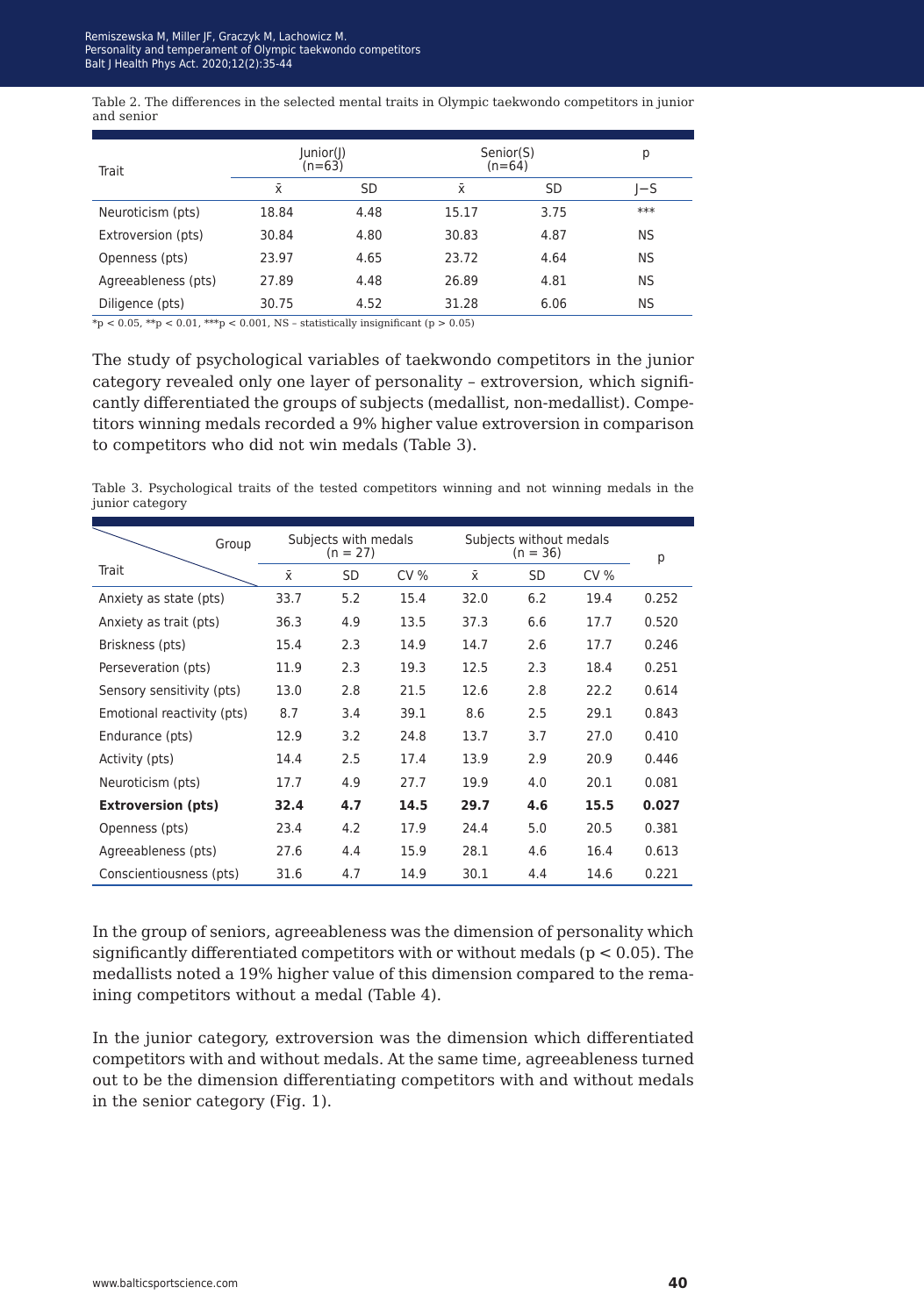Table 2. The differences in the selected mental traits in Olympic taekwondo competitors in junior and senior

| Trait | Junior(J) (n=63) | | Senior(S) (n=64) | | p |
|---|---|---|---|---|---|
| | x̄ | SD | x̄ | SD | J−S |
| Neuroticism (pts) | 18.84 | 4.48 | 15.17 | 3.75 | *** |
| Extroversion (pts) | 30.84 | 4.80 | 30.83 | 4.87 | NS |
| Openness (pts) | 23.97 | 4.65 | 23.72 | 4.64 | NS |
| Agreeableness (pts) | 27.89 | 4.48 | 26.89 | 4.81 | NS |
| Diligence (pts) | 30.75 | 4.52 | 31.28 | 6.06 | NS |

*p < 0.05, **p < 0.01, ***p < 0.001, NS – statistically insignificant (p > 0.05)

The study of psychological variables of taekwondo competitors in the junior category revealed only one layer of personality – extroversion, which significantly differentiated the groups of subjects (medallist, non-medallist). Competitors winning medals recorded a 9% higher value extroversion in comparison to competitors who did not win medals (Table 3).

Table 3. Psychological traits of the tested competitors winning and not winning medals in the junior category

| Trait \ Group | Subjects with medals (n = 27) | | | Subjects without medals (n = 36) | | | p |
|---|---|---|---|---|---|---|---|
| | x̄ | SD | CV % | x̄ | SD | CV % | |
| Anxiety as state (pts) | 33.7 | 5.2 | 15.4 | 32.0 | 6.2 | 19.4 | 0.252 |
| Anxiety as trait (pts) | 36.3 | 4.9 | 13.5 | 37.3 | 6.6 | 17.7 | 0.520 |
| Briskness (pts) | 15.4 | 2.3 | 14.9 | 14.7 | 2.6 | 17.7 | 0.246 |
| Perseveration (pts) | 11.9 | 2.3 | 19.3 | 12.5 | 2.3 | 18.4 | 0.251 |
| Sensory sensitivity (pts) | 13.0 | 2.8 | 21.5 | 12.6 | 2.8 | 22.2 | 0.614 |
| Emotional reactivity (pts) | 8.7 | 3.4 | 39.1 | 8.6 | 2.5 | 29.1 | 0.843 |
| Endurance (pts) | 12.9 | 3.2 | 24.8 | 13.7 | 3.7 | 27.0 | 0.410 |
| Activity (pts) | 14.4 | 2.5 | 17.4 | 13.9 | 2.9 | 20.9 | 0.446 |
| Neuroticism (pts) | 17.7 | 4.9 | 27.7 | 19.9 | 4.0 | 20.1 | 0.081 |
| **Extroversion (pts)** | **32.4** | **4.7** | **14.5** | **29.7** | **4.6** | **15.5** | **0.027** |
| Openness (pts) | 23.4 | 4.2 | 17.9 | 24.4 | 5.0 | 20.5 | 0.381 |
| Agreeableness (pts) | 27.6 | 4.4 | 15.9 | 28.1 | 4.6 | 16.4 | 0.613 |
| Conscientiousness (pts) | 31.6 | 4.7 | 14.9 | 30.1 | 4.4 | 14.6 | 0.221 |

In the group of seniors, agreeableness was the dimension of personality which significantly differentiated competitors with or without medals ($p < 0.05$). The medallists noted a 19% higher value of this dimension compared to the remaining competitors without a medal (Table 4).

In the junior category, extroversion was the dimension which differentiated competitors with and without medals. At the same time, agreeableness turned out to be the dimension differentiating competitors with and without medals in the senior category (Fig. 1).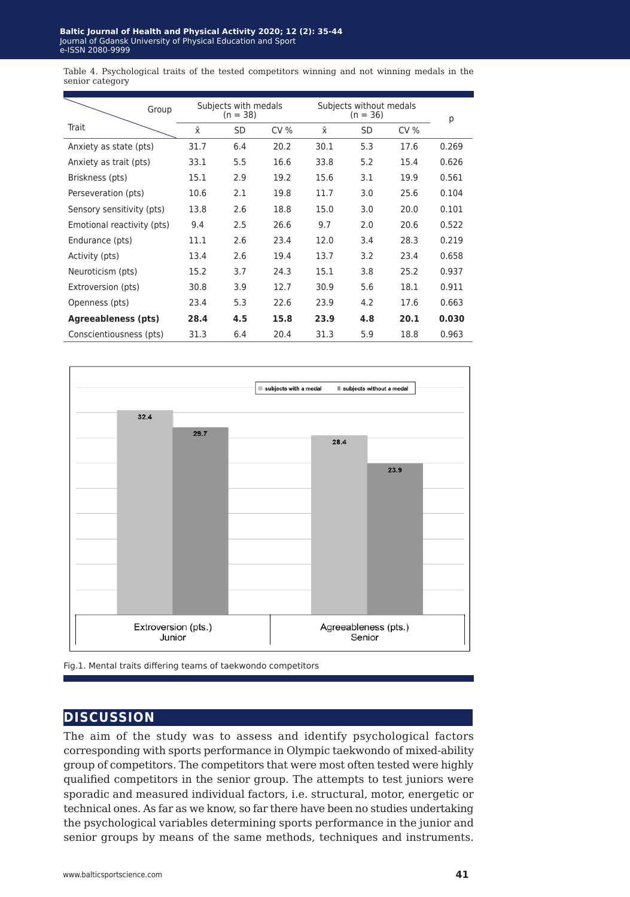Table 4. Psychological traits of the tested competitors winning and not winning medals in the senior category

| Trait \ Group | Subjects with medals (n = 38) | | | Subjects without medals (n = 36) | | | p |
|---|---|---|---|---|---|---|---|
| | x̄ | SD | CV % | x̄ | SD | CV % | |
| Anxiety as state (pts) | 31.7 | 6.4 | 20.2 | 30.1 | 5.3 | 17.6 | 0.269 |
| Anxiety as trait (pts) | 33.1 | 5.5 | 16.6 | 33.8 | 5.2 | 15.4 | 0.626 |
| Briskness (pts) | 15.1 | 2.9 | 19.2 | 15.6 | 3.1 | 19.9 | 0.561 |
| Perseveration (pts) | 10.6 | 2.1 | 19.8 | 11.7 | 3.0 | 25.6 | 0.104 |
| Sensory sensitivity (pts) | 13.8 | 2.6 | 18.8 | 15.0 | 3.0 | 20.0 | 0.101 |
| Emotional reactivity (pts) | 9.4 | 2.5 | 26.6 | 9.7 | 2.0 | 20.6 | 0.522 |
| Endurance (pts) | 11.1 | 2.6 | 23.4 | 12.0 | 3.4 | 28.3 | 0.219 |
| Activity (pts) | 13.4 | 2.6 | 19.4 | 13.7 | 3.2 | 23.4 | 0.658 |
| Neuroticism (pts) | 15.2 | 3.7 | 24.3 | 15.1 | 3.8 | 25.2 | 0.937 |
| Extroversion (pts) | 30.8 | 3.9 | 12.7 | 30.9 | 5.6 | 18.1 | 0.911 |
| Openness (pts) | 23.4 | 5.3 | 22.6 | 23.9 | 4.2 | 17.6 | 0.663 |
| **Agreeableness (pts)** | **28.4** | **4.5** | **15.8** | **23.9** | **4.8** | **20.1** | **0.030** |
| Conscientiousness (pts) | 31.3 | 6.4 | 20.4 | 31.3 | 5.9 | 18.8 | 0.963 |

| | Extroversion (pts.) Junior | Agreeableness (pts.) Senior |
|---|---|---|
| subjects with a medal | 32.4 | 28.4 |
| subjects without a medal | 29.7 | 23.9 |

Fig.1. Mental traits differing teams of taekwondo competitors

## DISCUSSION

The aim of the study was to assess and identify psychological factors corresponding with sports performance in Olympic taekwondo of mixed-ability group of competitors. The competitors that were most often tested were highly qualified competitors in the senior group. The attempts to test juniors were sporadic and measured individual factors, i.e. structural, motor, energetic or technical ones. As far as we know, so far there have been no studies undertaking the psychological variables determining sports performance in the junior and senior groups by means of the same methods, techniques and instruments.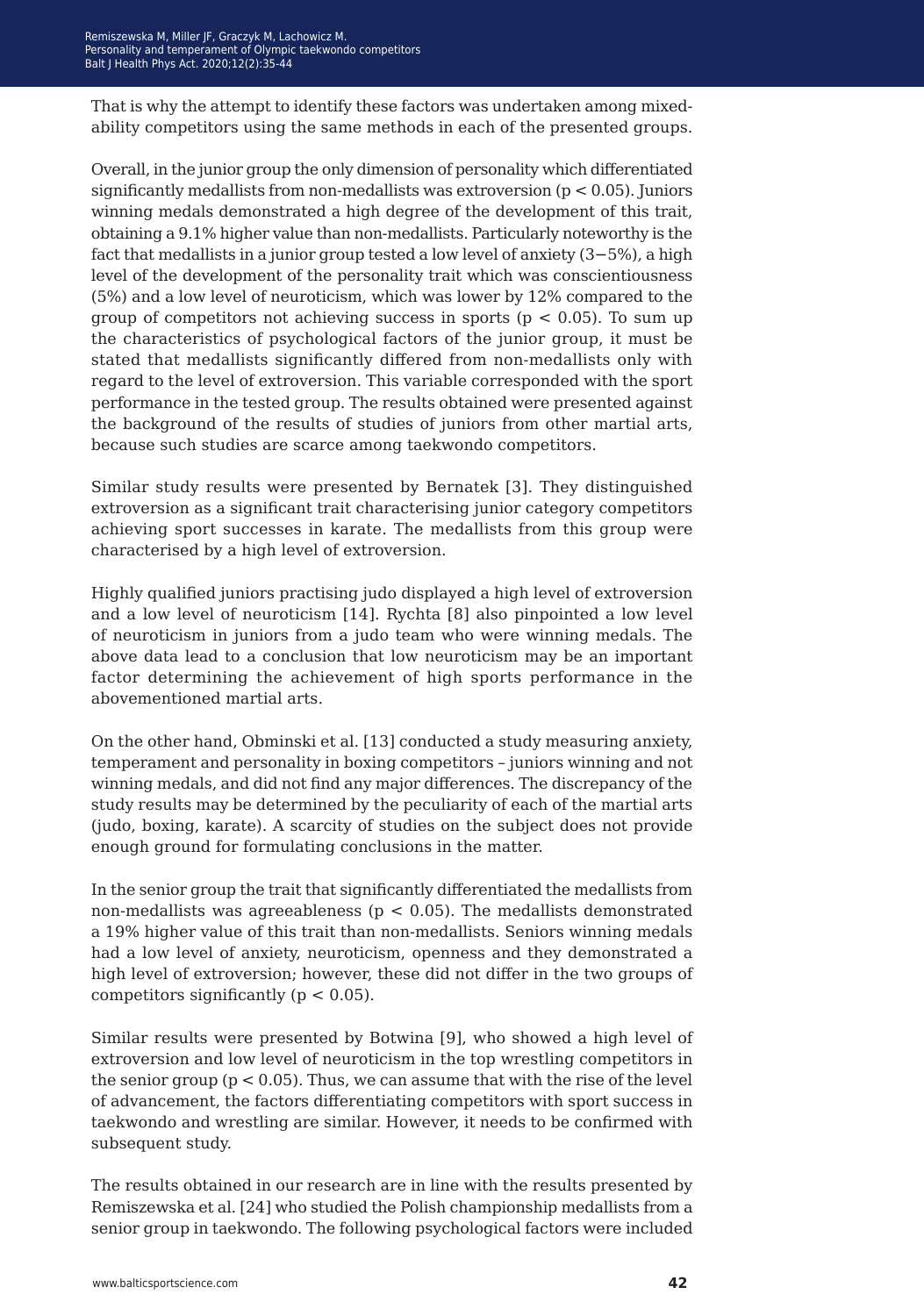That is why the attempt to identify these factors was undertaken among mixed-ability competitors using the same methods in each of the presented groups.

Overall, in the junior group the only dimension of personality which differentiated significantly medallists from non-medallists was extroversion ($p < 0.05$). Juniors winning medals demonstrated a high degree of the development of this trait, obtaining a 9.1% higher value than non-medallists. Particularly noteworthy is the fact that medallists in a junior group tested a low level of anxiety (3−5%), a high level of the development of the personality trait which was conscientiousness (5%) and a low level of neuroticism, which was lower by 12% compared to the group of competitors not achieving success in sports ($p < 0.05$). To sum up the characteristics of psychological factors of the junior group, it must be stated that medallists significantly differed from non-medallists only with regard to the level of extroversion. This variable corresponded with the sport performance in the tested group. The results obtained were presented against the background of the results of studies of juniors from other martial arts, because such studies are scarce among taekwondo competitors.

Similar study results were presented by Bernatek [3]. They distinguished extroversion as a significant trait characterising junior category competitors achieving sport successes in karate. The medallists from this group were characterised by a high level of extroversion.

Highly qualified juniors practising judo displayed a high level of extroversion and a low level of neuroticism [14]. Rychta [8] also pinpointed a low level of neuroticism in juniors from a judo team who were winning medals. The above data lead to a conclusion that low neuroticism may be an important factor determining the achievement of high sports performance in the abovementioned martial arts.

On the other hand, Obminski et al. [13] conducted a study measuring anxiety, temperament and personality in boxing competitors – juniors winning and not winning medals, and did not find any major differences. The discrepancy of the study results may be determined by the peculiarity of each of the martial arts (judo, boxing, karate). A scarcity of studies on the subject does not provide enough ground for formulating conclusions in the matter.

In the senior group the trait that significantly differentiated the medallists from non-medallists was agreeableness ($p < 0.05$). The medallists demonstrated a 19% higher value of this trait than non-medallists. Seniors winning medals had a low level of anxiety, neuroticism, openness and they demonstrated a high level of extroversion; however, these did not differ in the two groups of competitors significantly ($p < 0.05$).

Similar results were presented by Botwina [9], who showed a high level of extroversion and low level of neuroticism in the top wrestling competitors in the senior group ($p < 0.05$). Thus, we can assume that with the rise of the level of advancement, the factors differentiating competitors with sport success in taekwondo and wrestling are similar. However, it needs to be confirmed with subsequent study.

The results obtained in our research are in line with the results presented by Remiszewska et al. [24] who studied the Polish championship medallists from a senior group in taekwondo. The following psychological factors were included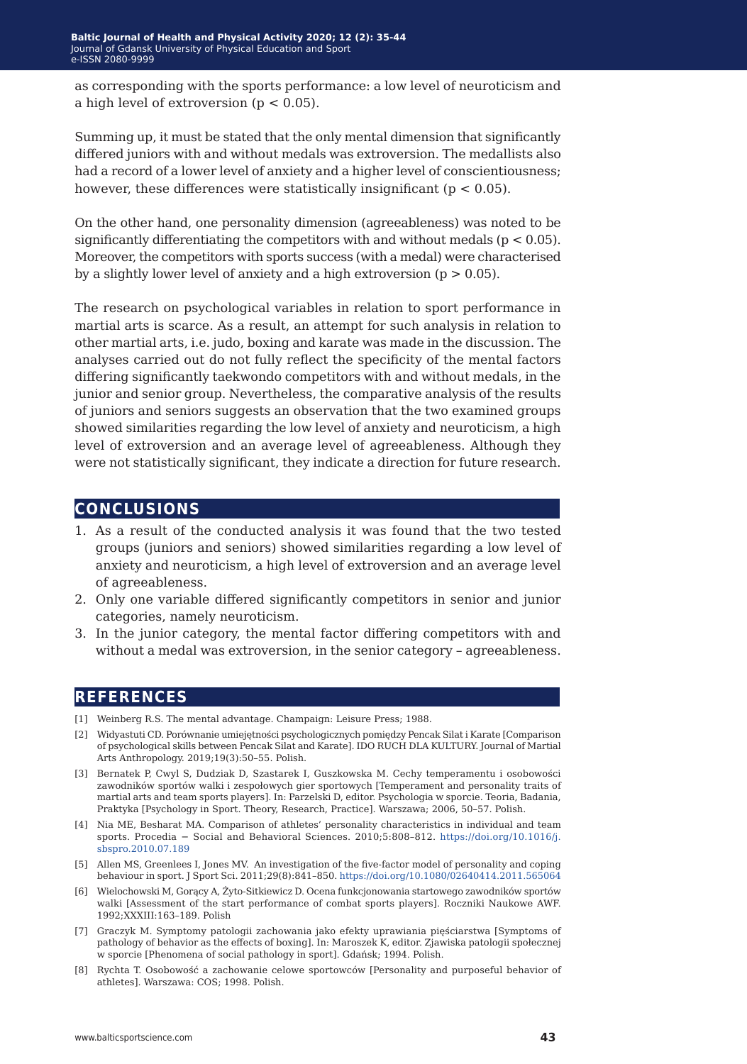as corresponding with the sports performance: a low level of neuroticism and a high level of extroversion ($p < 0.05$).

Summing up, it must be stated that the only mental dimension that significantly differed juniors with and without medals was extroversion. The medallists also had a record of a lower level of anxiety and a higher level of conscientiousness; however, these differences were statistically insignificant ($p < 0.05$).

On the other hand, one personality dimension (agreeableness) was noted to be significantly differentiating the competitors with and without medals ($p < 0.05$). Moreover, the competitors with sports success (with a medal) were characterised by a slightly lower level of anxiety and a high extroversion ($p > 0.05$).

The research on psychological variables in relation to sport performance in martial arts is scarce. As a result, an attempt for such analysis in relation to other martial arts, i.e. judo, boxing and karate was made in the discussion. The analyses carried out do not fully reflect the specificity of the mental factors differing significantly taekwondo competitors with and without medals, in the junior and senior group. Nevertheless, the comparative analysis of the results of juniors and seniors suggests an observation that the two examined groups showed similarities regarding the low level of anxiety and neuroticism, a high level of extroversion and an average level of agreeableness. Although they were not statistically significant, they indicate a direction for future research.

## CONCLUSIONS

1. As a result of the conducted analysis it was found that the two tested groups (juniors and seniors) showed similarities regarding a low level of anxiety and neuroticism, a high level of extroversion and an average level of agreeableness.
2. Only one variable differed significantly competitors in senior and junior categories, namely neuroticism.
3. In the junior category, the mental factor differing competitors with and without a medal was extroversion, in the senior category – agreeableness.

## REFERENCES

[1] Weinberg R.S. The mental advantage. Champaign: Leisure Press; 1988.

[2] Widyastuti CD. Porównanie umiejętności psychologicznych pomiędzy Pencak Silat i Karate [Comparison of psychological skills between Pencak Silat and Karate]. IDO RUCH DLA KULTURY. Journal of Martial Arts Anthropology. 2019;19(3):50–55. Polish.

[3] Bernatek P, Cwyl S, Dudziak D, Szastarek I, Guszkowska M. Cechy temperamentu i osobowości zawodników sportów walki i zespołowych gier sportowych [Temperament and personality traits of martial arts and team sports players]. In: Parzelski D, editor. Psychologia w sporcie. Teoria, Badania, Praktyka [Psychology in Sport. Theory, Research, Practice]. Warszawa; 2006, 50–57. Polish.

[4] Nia ME, Besharat MA. Comparison of athletes' personality characteristics in individual and team sports. Procedia − Social and Behavioral Sciences. 2010;5:808–812. https://doi.org/10.1016/j.sbspro.2010.07.189

[5] Allen MS, Greenlees I, Jones MV. An investigation of the five-factor model of personality and coping behaviour in sport. J Sport Sci. 2011;29(8):841–850. https://doi.org/10.1080/02640414.2011.565064

[6] Wielochowski M, Gorący A, Żyto-Sitkiewicz D. Ocena funkcjonowania startowego zawodników sportów walki [Assessment of the start performance of combat sports players]. Roczniki Naukowe AWF. 1992;XXXIII:163–189. Polish

[7] Graczyk M. Symptomy patologii zachowania jako efekty uprawiania pięściarstwa [Symptoms of pathology of behavior as the effects of boxing]. In: Maroszek K, editor. Zjawiska patologii społecznej w sporcie [Phenomena of social pathology in sport]. Gdańsk; 1994. Polish.

[8] Rychta T. Osobowość a zachowanie celowe sportowców [Personality and purposeful behavior of athletes]. Warszawa: COS; 1998. Polish.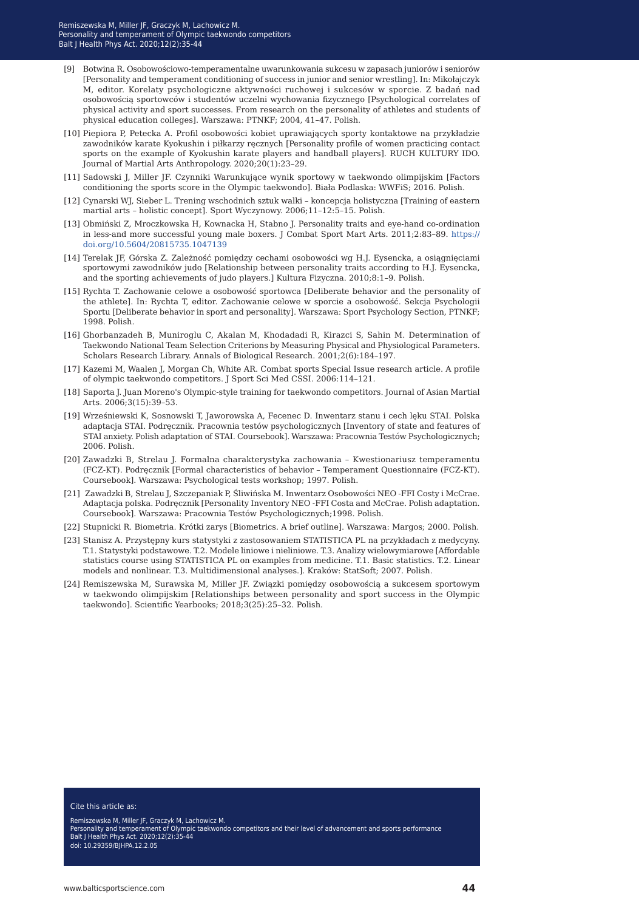[9] Botwina R. Osobowościowo-temperamentalne uwarunkowania sukcesu w zapasach juniorów i seniorów [Personality and temperament conditioning of success in junior and senior wrestling]. In: Mikołajczyk M, editor. Korelaty psychologiczne aktywności ruchowej i sukcesów w sporcie. Z badań nad osobowością sportowców i studentów uczelni wychowania fizycznego [Psychological correlates of physical activity and sport successes. From research on the personality of athletes and students of physical education colleges]. Warszawa: PTNKF; 2004, 41–47. Polish.

[10] Piepiora P, Petecka A. Profil osobowości kobiet uprawiających sporty kontaktowe na przykładzie zawodników karate Kyokushin i piłkarzy ręcznych [Personality profile of women practicing contact sports on the example of Kyokushin karate players and handball players]. RUCH KULTURY IDO. Journal of Martial Arts Anthropology. 2020;20(1):23–29.

[11] Sadowski J, Miller JF. Czynniki Warunkujące wynik sportowy w taekwondo olimpijskim [Factors conditioning the sports score in the Olympic taekwondo]. Biała Podlaska: WWFiS; 2016. Polish.

[12] Cynarski WJ, Sieber L. Trening wschodnich sztuk walki – koncepcja holistyczna [Training of eastern martial arts – holistic concept]. Sport Wyczynowy. 2006;11–12:5–15. Polish.

[13] Obmiński Z, Mroczkowska H, Kownacka H, Stabno J. Personality traits and eye-hand co-ordination in less-and more successful young male boxers. J Combat Sport Mart Arts. 2011;2:83–89. https://doi.org/10.5604/20815735.1047139

[14] Terelak JF, Górska Z. Zależność pomiędzy cechami osobowości wg H.J. Eysencka, a osiągnięciami sportowymi zawodników judo [Relationship between personality traits according to H.J. Eysencka, and the sporting achievements of judo players.] Kultura Fizyczna. 2010;8:1–9. Polish.

[15] Rychta T. Zachowanie celowe a osobowość sportowca [Deliberate behavior and the personality of the athlete]. In: Rychta T, editor. Zachowanie celowe w sporcie a osobowość. Sekcja Psychologii Sportu [Deliberate behavior in sport and personality]. Warszawa: Sport Psychology Section, PTNKF; 1998. Polish.

[16] Ghorbanzadeh B, Muniroglu C, Akalan M, Khodadadi R, Kirazci S, Sahin M. Determination of Taekwondo National Team Selection Criterions by Measuring Physical and Physiological Parameters. Scholars Research Library. Annals of Biological Research. 2001;2(6):184–197.

[17] Kazemi M, Waalen J, Morgan Ch, White AR. Combat sports Special Issue research article. A profile of olympic taekwondo competitors. J Sport Sci Med CSSI. 2006:114–121.

[18] Saporta J. Juan Moreno's Olympic-style training for taekwondo competitors. Journal of Asian Martial Arts. 2006;3(15):39–53.

[19] Wrześniewski K, Sosnowski T, Jaworowska A, Fecenec D. Inwentarz stanu i cech lęku STAI. Polska adaptacja STAI. Podręcznik. Pracownia testów psychologicznych [Inventory of state and features of STAI anxiety. Polish adaptation of STAI. Coursebook]. Warszawa: Pracownia Testów Psychologicznych; 2006. Polish.

[20] Zawadzki B, Strelau J. Formalna charakterystyka zachowania – Kwestionariusz temperamentu (FCZ-KT). Podręcznik [Formal characteristics of behavior – Temperament Questionnaire (FCZ-KT). Coursebook]. Warszawa: Psychological tests workshop; 1997. Polish.

[21] Zawadzki B, Strelau J, Szczepaniak P, Śliwińska M. Inwentarz Osobowości NEO -FFI Costy i McCrae. Adaptacja polska. Podręcznik [Personality Inventory NEO -FFI Costa and McCrae. Polish adaptation. Coursebook]. Warszawa: Pracownia Testów Psychologicznych;1998. Polish.

[22] Stupnicki R. Biometria. Krótki zarys [Biometrics. A brief outline]. Warszawa: Margos; 2000. Polish.

[23] Stanisz A. Przystępny kurs statystyki z zastosowaniem STATISTICA PL na przykładach z medycyny. T.1. Statystyki podstawowe. T.2. Modele liniowe i nieliniowe. T.3. Analizy wielowymiarowe [Affordable statistics course using STATISTICA PL on examples from medicine. T.1. Basic statistics. T.2. Linear models and nonlinear. T.3. Multidimensional analyses.]. Kraków: StatSoft; 2007. Polish.

[24] Remiszewska M, Surawska M, Miller JF. Związki pomiędzy osobowością a sukcesem sportowym w taekwondo olimpijskim [Relationships between personality and sport success in the Olympic taekwondo]. Scientific Yearbooks; 2018;3(25):25–32. Polish.

Cite this article as:

Remiszewska M, Miller JF, Graczyk M, Lachowicz M.
Personality and temperament of Olympic taekwondo competitors and their level of advancement and sports performance
Balt J Health Phys Act. 2020;12(2):35-44
doi: 10.29359/BJHPA.12.2.05